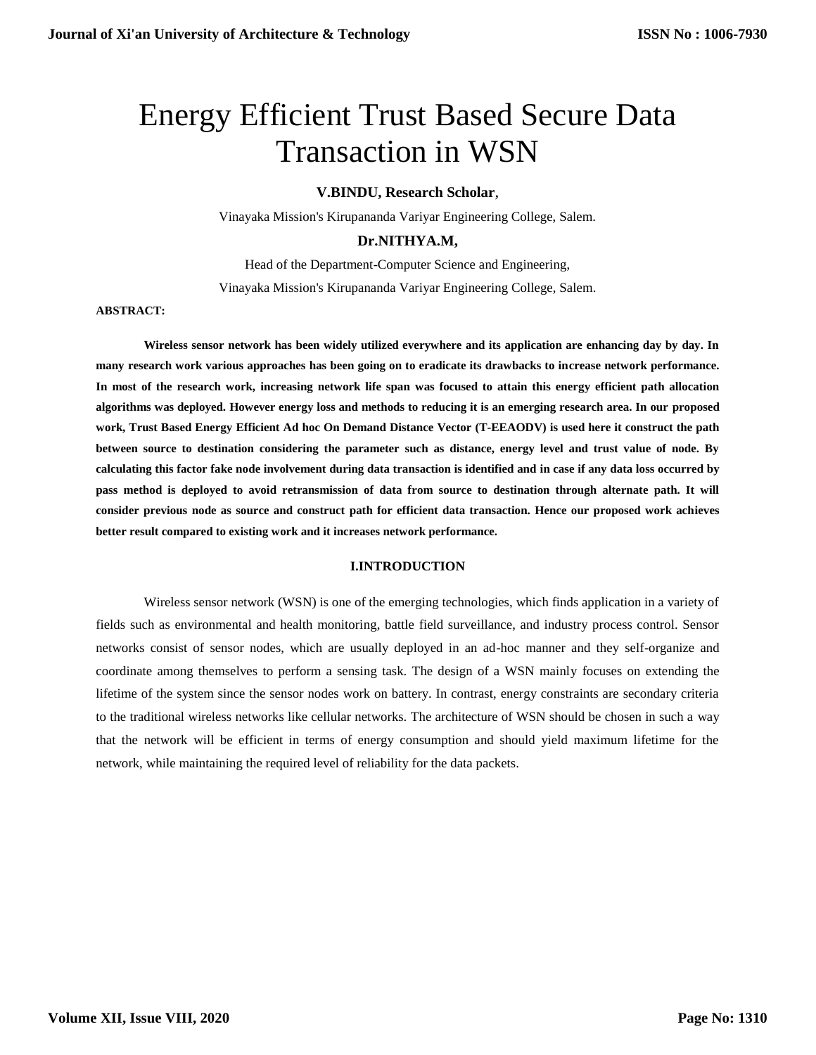# Energy Efficient Trust Based Secure Data Transaction in WSN

**V.BINDU, Research Scholar**,

Vinayaka Mission's Kirupananda Variyar Engineering College, Salem.

**Dr.NITHYA.M,**

Head of the Department-Computer Science and Engineering,

Vinayaka Mission's Kirupananda Variyar Engineering College, Salem.

**ABSTRACT:**

**Wireless sensor network has been widely utilized everywhere and its application are enhancing day by day. In many research work various approaches has been going on to eradicate its drawbacks to increase network performance. In most of the research work, increasing network life span was focused to attain this energy efficient path allocation algorithms was deployed. However energy loss and methods to reducing it is an emerging research area. In our proposed work, Trust Based Energy Efficient Ad hoc On Demand Distance Vector (T-EEAODV) is used here it construct the path between source to destination considering the parameter such as distance, energy level and trust value of node. By calculating this factor fake node involvement during data transaction is identified and in case if any data loss occurred by pass method is deployed to avoid retransmission of data from source to destination through alternate path. It will consider previous node as source and construct path for efficient data transaction. Hence our proposed work achieves better result compared to existing work and it increases network performance.**

## I.INTRODUCTION

Wireless sensor network (WSN) is one of the emerging technologies, which finds application in a variety of fields such as environmental and health monitoring, battle field surveillance, and industry process control. Sensor networks consist of sensor nodes, which are usually deployed in an ad-hoc manner and they self-organize and coordinate among themselves to perform a sensing task. The design of a WSN mainly focuses on extending the lifetime of the system since the sensor nodes work on battery. In contrast, energy constraints are secondary criteria to the traditional wireless networks like cellular networks. The architecture of WSN should be chosen in such a way that the network will be efficient in terms of energy consumption and should yield maximum lifetime for the network, while maintaining the required level of reliability for the data packets.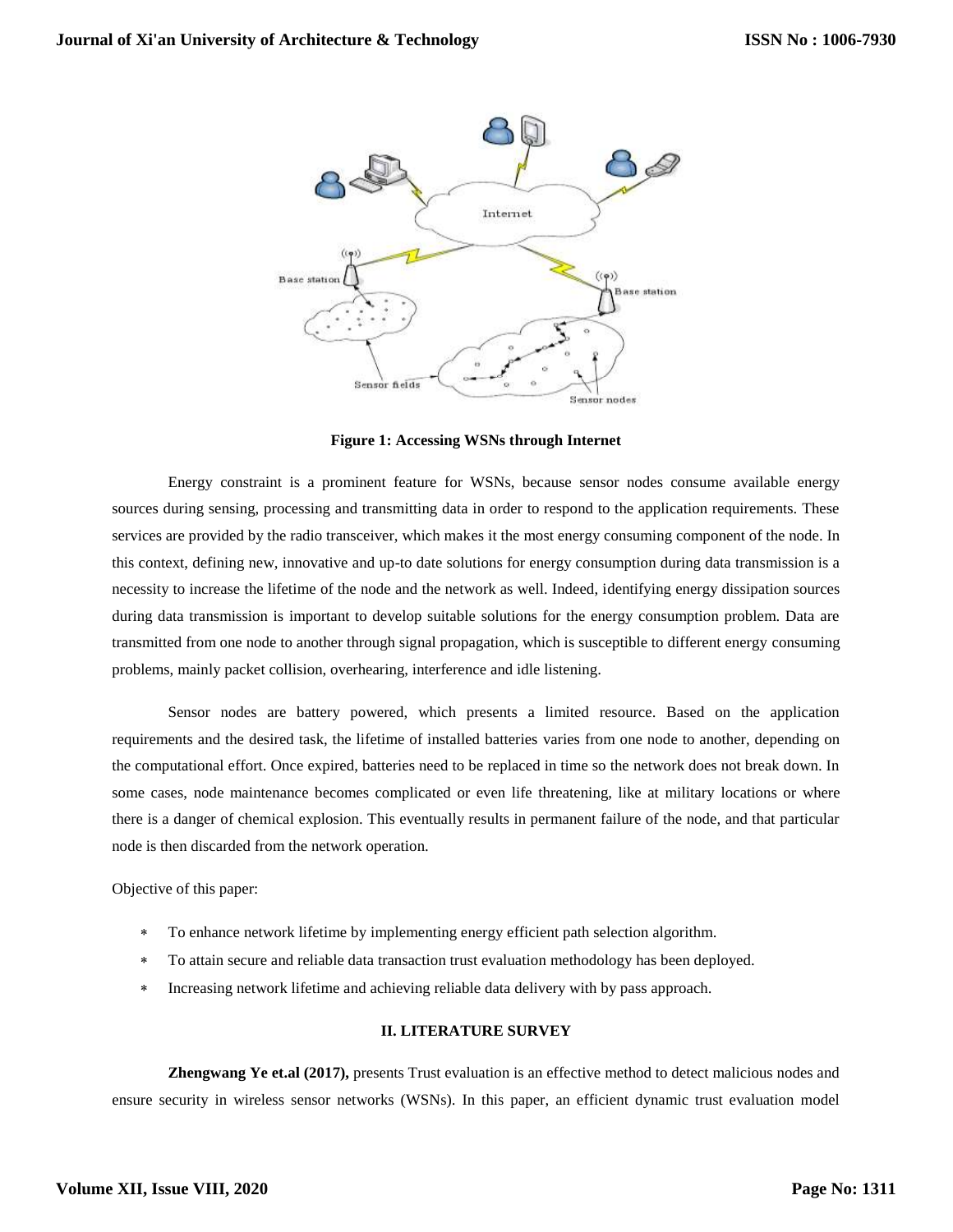Figure 1: Accessing WSNs through Internet

Energy constraint is a prominent feature for WSNs, because sensor nodes consume available energy sources during sensing, processing and transmitting data in order to respond to the application requirements. These services are provided by the radio transceiver, which makes it the most energy consuming component of the node. In this context, defining new, innovative and up-to date solutions for energy consumption during data transmission is a necessity to increase the lifetime of the node and the network as well. Indeed, identifying energy dissipation sources during data transmission is important to develop suitable solutions for the energy consumption problem. Data are transmitted from one node to another through signal propagation, which is susceptible to different energy consuming problems, mainly packet collision, overhearing, interference and idle listening.

Sensor nodes are battery powered, which presents a limited resource. Based on the application requirements and the desired task, the lifetime of installed batteries varies from one node to another, depending on the computational effort. Once expired, batteries need to be replaced in time so the network does not break down. In some cases, node maintenance becomes complicated or even life threatening, like at military locations or where there is a danger of chemical explosion. This eventually results in permanent failure of the node, and that particular node is then discarded from the network operation.

Objective of this paper:

* To enhance network lifetime by implementing energy efficient path selection algorithm.
* To attain secure and reliable data transaction trust evaluation methodology has been deployed.
* Increasing network lifetime and achieving reliable data delivery with by pass approach.

## II. LITERATURE SURVEY

**Zhengwang Ye et.al (2017),** presents Trust evaluation is an effective method to detect malicious nodes and ensure security in wireless sensor networks (WSNs). In this paper, an efficient dynamic trust evaluation model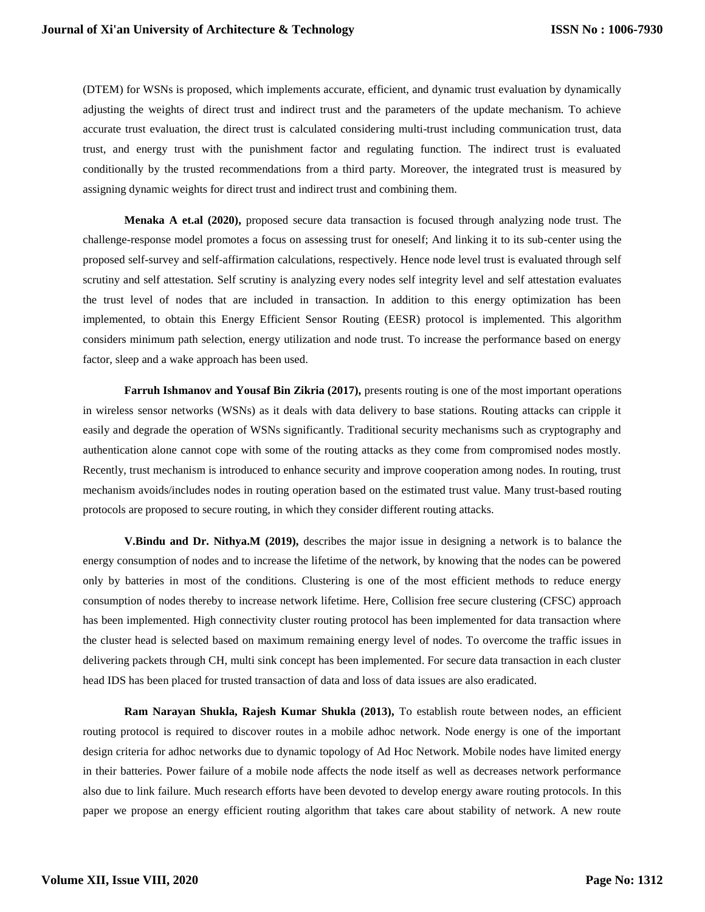(DTEM) for WSNs is proposed, which implements accurate, efficient, and dynamic trust evaluation by dynamically adjusting the weights of direct trust and indirect trust and the parameters of the update mechanism. To achieve accurate trust evaluation, the direct trust is calculated considering multi-trust including communication trust, data trust, and energy trust with the punishment factor and regulating function. The indirect trust is evaluated conditionally by the trusted recommendations from a third party. Moreover, the integrated trust is measured by assigning dynamic weights for direct trust and indirect trust and combining them.

**Menaka A et.al (2020),** proposed secure data transaction is focused through analyzing node trust. The challenge-response model promotes a focus on assessing trust for oneself; And linking it to its sub-center using the proposed self-survey and self-affirmation calculations, respectively. Hence node level trust is evaluated through self scrutiny and self attestation. Self scrutiny is analyzing every nodes self integrity level and self attestation evaluates the trust level of nodes that are included in transaction. In addition to this energy optimization has been implemented, to obtain this Energy Efficient Sensor Routing (EESR) protocol is implemented. This algorithm considers minimum path selection, energy utilization and node trust. To increase the performance based on energy factor, sleep and a wake approach has been used.

**Farruh Ishmanov and Yousaf Bin Zikria (2017),** presents routing is one of the most important operations in wireless sensor networks (WSNs) as it deals with data delivery to base stations. Routing attacks can cripple it easily and degrade the operation of WSNs significantly. Traditional security mechanisms such as cryptography and authentication alone cannot cope with some of the routing attacks as they come from compromised nodes mostly. Recently, trust mechanism is introduced to enhance security and improve cooperation among nodes. In routing, trust mechanism avoids/includes nodes in routing operation based on the estimated trust value. Many trust-based routing protocols are proposed to secure routing, in which they consider different routing attacks.

**V.Bindu and Dr. Nithya.M (2019),** describes the major issue in designing a network is to balance the energy consumption of nodes and to increase the lifetime of the network, by knowing that the nodes can be powered only by batteries in most of the conditions. Clustering is one of the most efficient methods to reduce energy consumption of nodes thereby to increase network lifetime. Here, Collision free secure clustering (CFSC) approach has been implemented. High connectivity cluster routing protocol has been implemented for data transaction where the cluster head is selected based on maximum remaining energy level of nodes. To overcome the traffic issues in delivering packets through CH, multi sink concept has been implemented. For secure data transaction in each cluster head IDS has been placed for trusted transaction of data and loss of data issues are also eradicated.

**Ram Narayan Shukla, Rajesh Kumar Shukla (2013),** To establish route between nodes, an efficient routing protocol is required to discover routes in a mobile adhoc network. Node energy is one of the important design criteria for adhoc networks due to dynamic topology of Ad Hoc Network. Mobile nodes have limited energy in their batteries. Power failure of a mobile node affects the node itself as well as decreases network performance also due to link failure. Much research efforts have been devoted to develop energy aware routing protocols. In this paper we propose an energy efficient routing algorithm that takes care about stability of network. A new route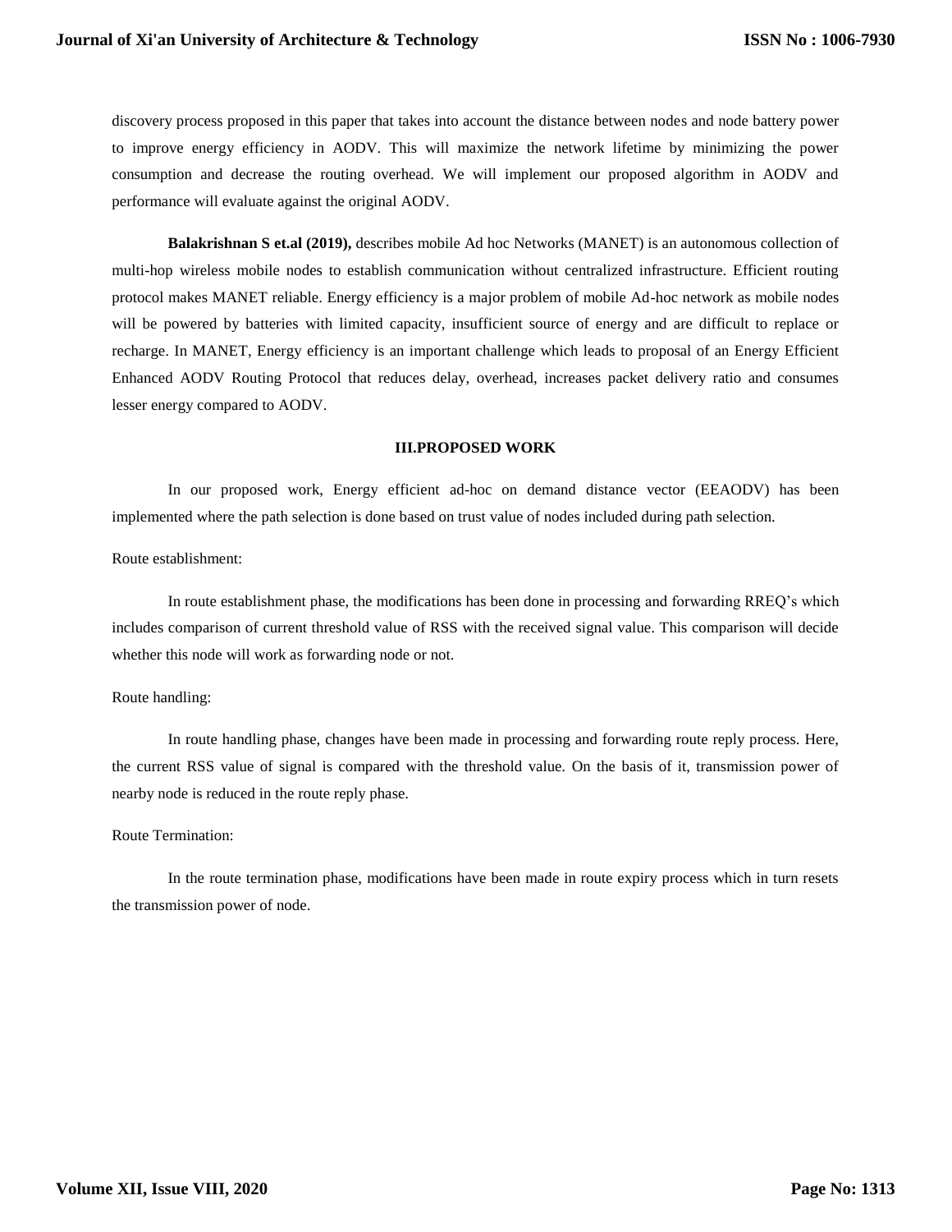discovery process proposed in this paper that takes into account the distance between nodes and node battery power to improve energy efficiency in AODV. This will maximize the network lifetime by minimizing the power consumption and decrease the routing overhead. We will implement our proposed algorithm in AODV and performance will evaluate against the original AODV.

**Balakrishnan S et.al (2019),** describes mobile Ad hoc Networks (MANET) is an autonomous collection of multi-hop wireless mobile nodes to establish communication without centralized infrastructure. Efficient routing protocol makes MANET reliable. Energy efficiency is a major problem of mobile Ad-hoc network as mobile nodes will be powered by batteries with limited capacity, insufficient source of energy and are difficult to replace or recharge. In MANET, Energy efficiency is an important challenge which leads to proposal of an Energy Efficient Enhanced AODV Routing Protocol that reduces delay, overhead, increases packet delivery ratio and consumes lesser energy compared to AODV.

## III.PROPOSED WORK

In our proposed work, Energy efficient ad-hoc on demand distance vector (EEAODV) has been implemented where the path selection is done based on trust value of nodes included during path selection.

Route establishment:

In route establishment phase, the modifications has been done in processing and forwarding RREQ's which includes comparison of current threshold value of RSS with the received signal value. This comparison will decide whether this node will work as forwarding node or not.

Route handling:

In route handling phase, changes have been made in processing and forwarding route reply process. Here, the current RSS value of signal is compared with the threshold value. On the basis of it, transmission power of nearby node is reduced in the route reply phase.

Route Termination:

In the route termination phase, modifications have been made in route expiry process which in turn resets the transmission power of node.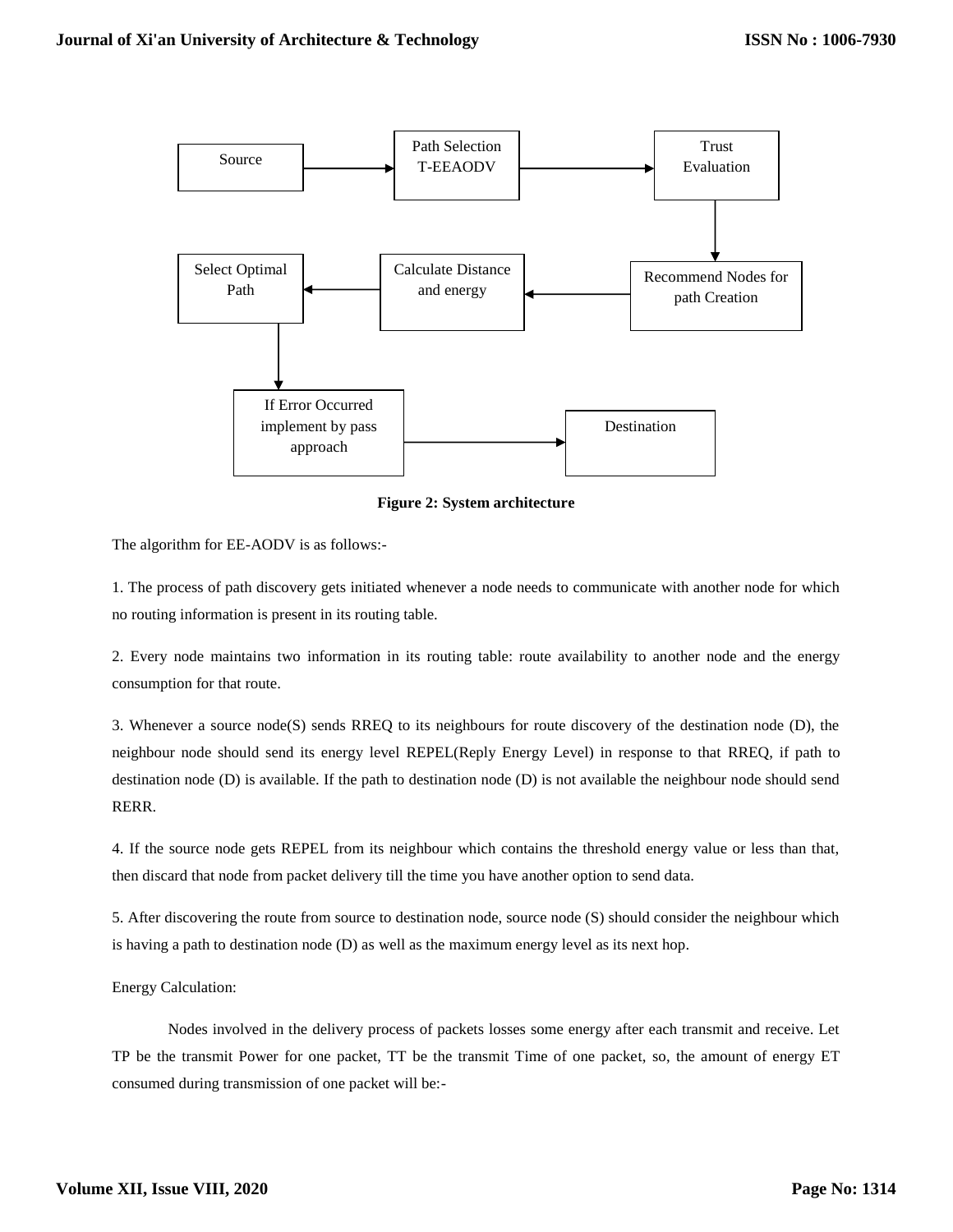Figure 2: System architecture

The algorithm for EE-AODV is as follows:-

1. The process of path discovery gets initiated whenever a node needs to communicate with another node for which no routing information is present in its routing table.

2. Every node maintains two information in its routing table: route availability to another node and the energy consumption for that route.

3. Whenever a source node(S) sends RREQ to its neighbours for route discovery of the destination node (D), the neighbour node should send its energy level REPEL(Reply Energy Level) in response to that RREQ, if path to destination node (D) is available. If the path to destination node (D) is not available the neighbour node should send RERR.

4. If the source node gets REPEL from its neighbour which contains the threshold energy value or less than that, then discard that node from packet delivery till the time you have another option to send data.

5. After discovering the route from source to destination node, source node (S) should consider the neighbour which is having a path to destination node (D) as well as the maximum energy level as its next hop.

Energy Calculation:

Nodes involved in the delivery process of packets losses some energy after each transmit and receive. Let TP be the transmit Power for one packet, TT be the transmit Time of one packet, so, the amount of energy ET consumed during transmission of one packet will be:-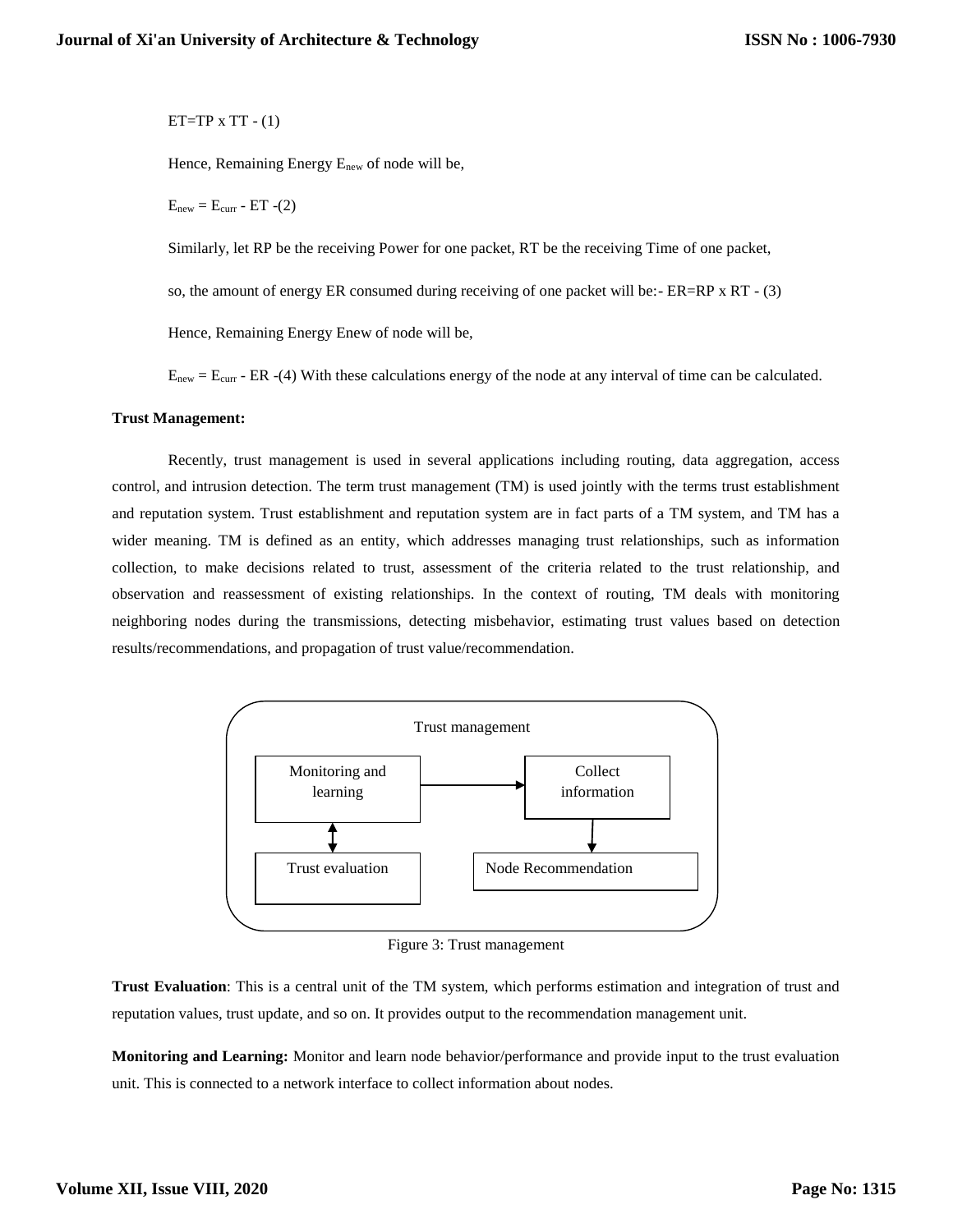$ET = TP \times TT$ - (1)

Hence, Remaining Energy $E_{new}$ of node will be,

$E_{new} = E_{curr} - ET$ -(2)

Similarly, let RP be the receiving Power for one packet, RT be the receiving Time of one packet,

so, the amount of energy ER consumed during receiving of one packet will be:- $ER = RP \times RT$ - (3)

Hence, Remaining Energy Enew of node will be,

$E_{new} = E_{curr} - ER$ -(4) With these calculations energy of the node at any interval of time can be calculated.

**Trust Management:**

Recently, trust management is used in several applications including routing, data aggregation, access control, and intrusion detection. The term trust management (TM) is used jointly with the terms trust establishment and reputation system. Trust establishment and reputation system are in fact parts of a TM system, and TM has a wider meaning. TM is defined as an entity, which addresses managing trust relationships, such as information collection, to make decisions related to trust, assessment of the criteria related to the trust relationship, and observation and reassessment of existing relationships. In the context of routing, TM deals with monitoring neighboring nodes during the transmissions, detecting misbehavior, estimating trust values based on detection results/recommendations, and propagation of trust value/recommendation.

Trust management

Monitoring and learning

Collect information

Trust evaluation

Node Recommendation

Figure 3: Trust management

**Trust Evaluation**: This is a central unit of the TM system, which performs estimation and integration of trust and reputation values, trust update, and so on. It provides output to the recommendation management unit.

**Monitoring and Learning:** Monitor and learn node behavior/performance and provide input to the trust evaluation unit. This is connected to a network interface to collect information about nodes.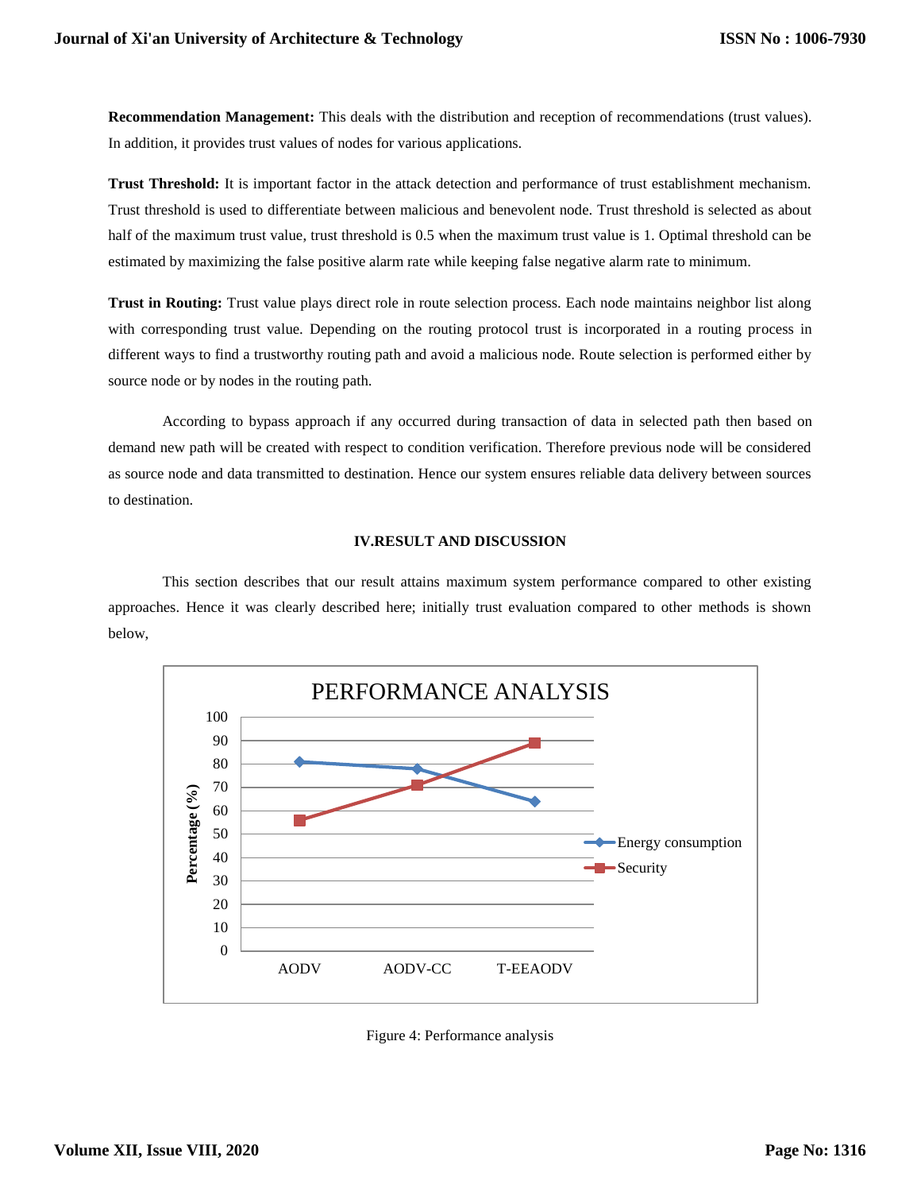**Recommendation Management:** This deals with the distribution and reception of recommendations (trust values). In addition, it provides trust values of nodes for various applications.

**Trust Threshold:** It is important factor in the attack detection and performance of trust establishment mechanism. Trust threshold is used to differentiate between malicious and benevolent node. Trust threshold is selected as about half of the maximum trust value, trust threshold is 0.5 when the maximum trust value is 1. Optimal threshold can be estimated by maximizing the false positive alarm rate while keeping false negative alarm rate to minimum.

**Trust in Routing:** Trust value plays direct role in route selection process. Each node maintains neighbor list along with corresponding trust value. Depending on the routing protocol trust is incorporated in a routing process in different ways to find a trustworthy routing path and avoid a malicious node. Route selection is performed either by source node or by nodes in the routing path.

According to bypass approach if any occurred during transaction of data in selected path then based on demand new path will be created with respect to condition verification. Therefore previous node will be considered as source node and data transmitted to destination. Hence our system ensures reliable data delivery between sources to destination.

## IV.RESULT AND DISCUSSION

This section describes that our result attains maximum system performance compared to other existing approaches. Hence it was clearly described here; initially trust evaluation compared to other methods is shown below,

Figure 4: Performance analysis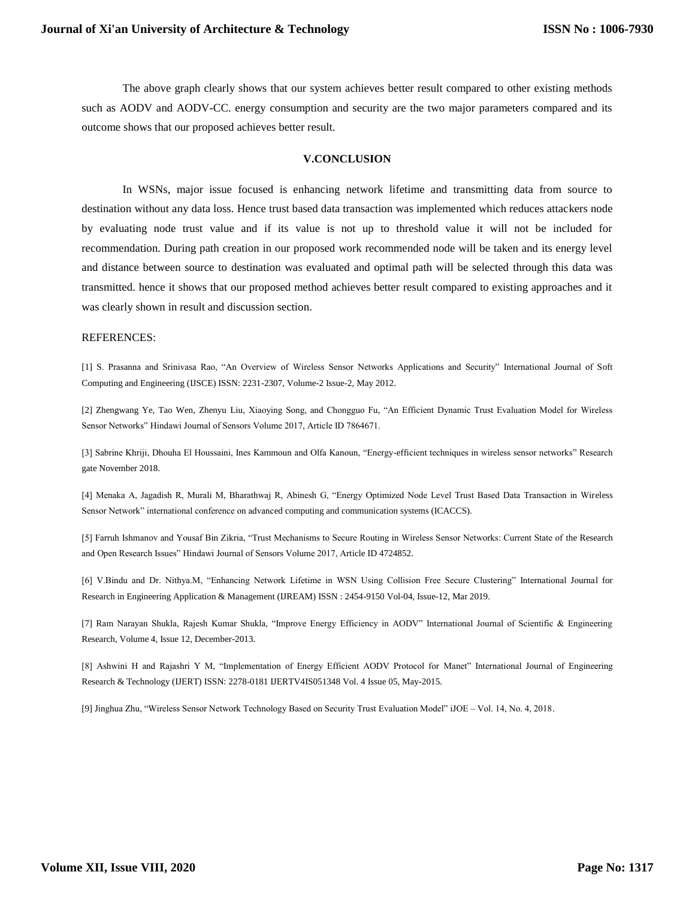The above graph clearly shows that our system achieves better result compared to other existing methods such as AODV and AODV-CC. energy consumption and security are the two major parameters compared and its outcome shows that our proposed achieves better result.

## V.CONCLUSION

In WSNs, major issue focused is enhancing network lifetime and transmitting data from source to destination without any data loss. Hence trust based data transaction was implemented which reduces attackers node by evaluating node trust value and if its value is not up to threshold value it will not be included for recommendation. During path creation in our proposed work recommended node will be taken and its energy level and distance between source to destination was evaluated and optimal path will be selected through this data was transmitted. hence it shows that our proposed method achieves better result compared to existing approaches and it was clearly shown in result and discussion section.

REFERENCES:

[1] S. Prasanna and Srinivasa Rao, "An Overview of Wireless Sensor Networks Applications and Security" International Journal of Soft Computing and Engineering (IJSCE) ISSN: 2231-2307, Volume-2 Issue-2, May 2012.

[2] Zhengwang Ye, Tao Wen, Zhenyu Liu, Xiaoying Song, and Chongguo Fu, "An Efficient Dynamic Trust Evaluation Model for Wireless Sensor Networks" Hindawi Journal of Sensors Volume 2017, Article ID 7864671.

[3] Sabrine Khriji, Dhouha El Houssaini, Ines Kammoun and Olfa Kanoun, "Energy-efficient techniques in wireless sensor networks" Research gate November 2018.

[4] Menaka A, Jagadish R, Murali M, Bharathwaj R, Abinesh G, "Energy Optimized Node Level Trust Based Data Transaction in Wireless Sensor Network" international conference on advanced computing and communication systems (ICACCS).

[5] Farruh Ishmanov and Yousaf Bin Zikria, "Trust Mechanisms to Secure Routing in Wireless Sensor Networks: Current State of the Research and Open Research Issues" Hindawi Journal of Sensors Volume 2017, Article ID 4724852.

[6] V.Bindu and Dr. Nithya.M, "Enhancing Network Lifetime in WSN Using Collision Free Secure Clustering" International Journal for Research in Engineering Application & Management (IJREAM) ISSN : 2454-9150 Vol-04, Issue-12, Mar 2019.

[7] Ram Narayan Shukla, Rajesh Kumar Shukla, "Improve Energy Efficiency in AODV" International Journal of Scientific & Engineering Research, Volume 4, Issue 12, December-2013.

[8] Ashwini H and Rajashri Y M, "Implementation of Energy Efficient AODV Protocol for Manet" International Journal of Engineering Research & Technology (IJERT) ISSN: 2278-0181 IJERTV4IS051348 Vol. 4 Issue 05, May-2015.

[9] Jinghua Zhu, "Wireless Sensor Network Technology Based on Security Trust Evaluation Model" iJOE – Vol. 14, No. 4, 2018.